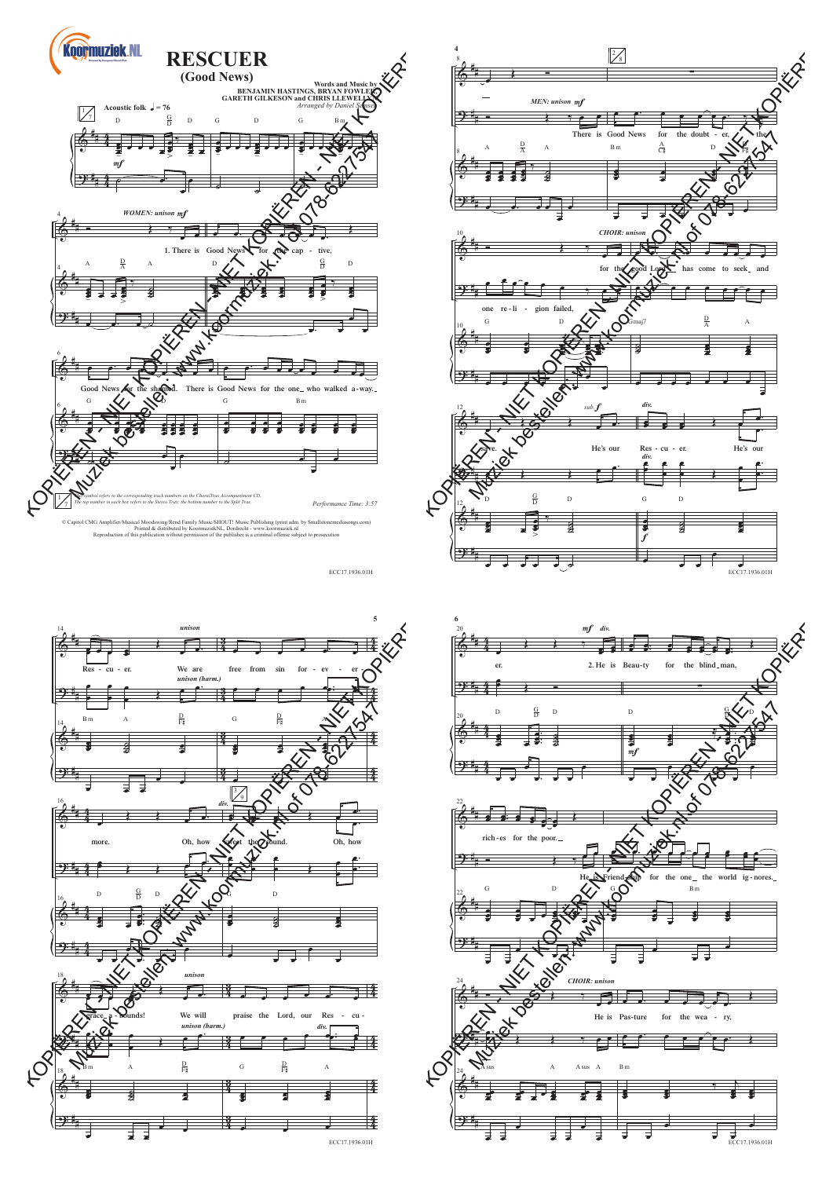# RESCUER

## (Good News)

Words and Music by BENJAMIN HASTINGS, BRYAN FOWLER, GARETH GILKESON and CHRIS LLEWELLYN

*Arranged by Daniel Semsen*

Acoustic folk ♩ = 76

WOMEN: unison *mf*

1. There is Good News for the cap - tive, Good News for the shamed. There is Good News for the one who walked a-way.

MEN: unison *mf*

There is Good News for the doubt - er, the one re-li - gion failed,

CHOIR: unison

for the good Lord has come to seek and save. He's our Res - cu - er. He's our Res - cu - er. We are free from sin for - ev - er - more. Oh, how sweet the sound. Oh, how grace a - bounds! We will praise the Lord, our Res - cu - er.

2. He is Beau-ty for the blind man, rich-es for the poor. He is Friend-ship for the one the world ig-nores.

CHOIR: unison

He is Pas-ture for the wea - ry,

*This symbol refers to the corresponding track numbers on the ChoralTrax Accompaniment CD. The top number in each box refers to the Stereo Trax; the bottom number to the Split Trax.*

Performance Time: 3:57

© Capitol CMG Amplifier/Musical Moodswing/Rend Family Music/SHOUT! Music Publishing (print adm. by Smallstonemediasongs.com)
Printed & distributed by KoormuziekNL, Dordrecht - www.koormuziek.nl
Reproduction of this publication without permission of the publisher is a criminal offense subject to prosecution

ECC17.1936.01H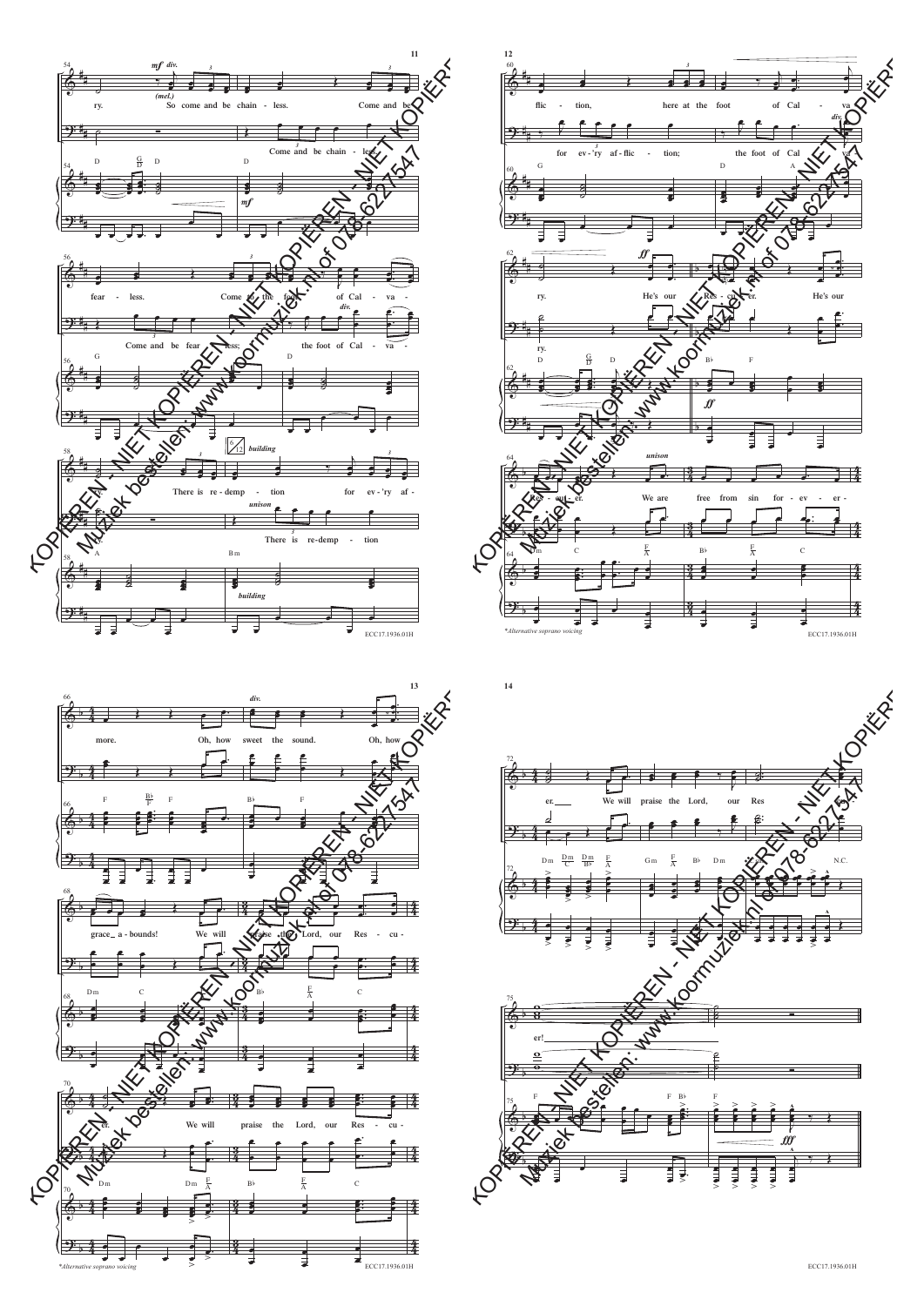*Alternative soprano voicing